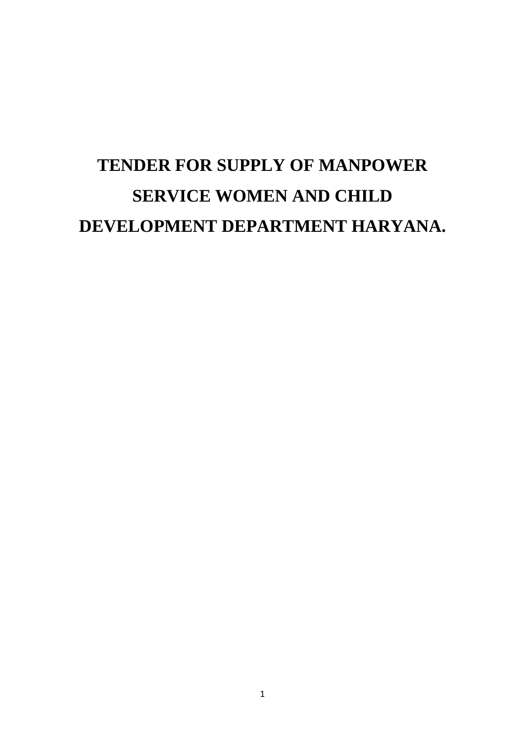# TENDER FOR SUPPLY OF MANPOWER SERVICE WOMEN AND CHILD DEVELOPMENT DEPARTMENT HARYANA.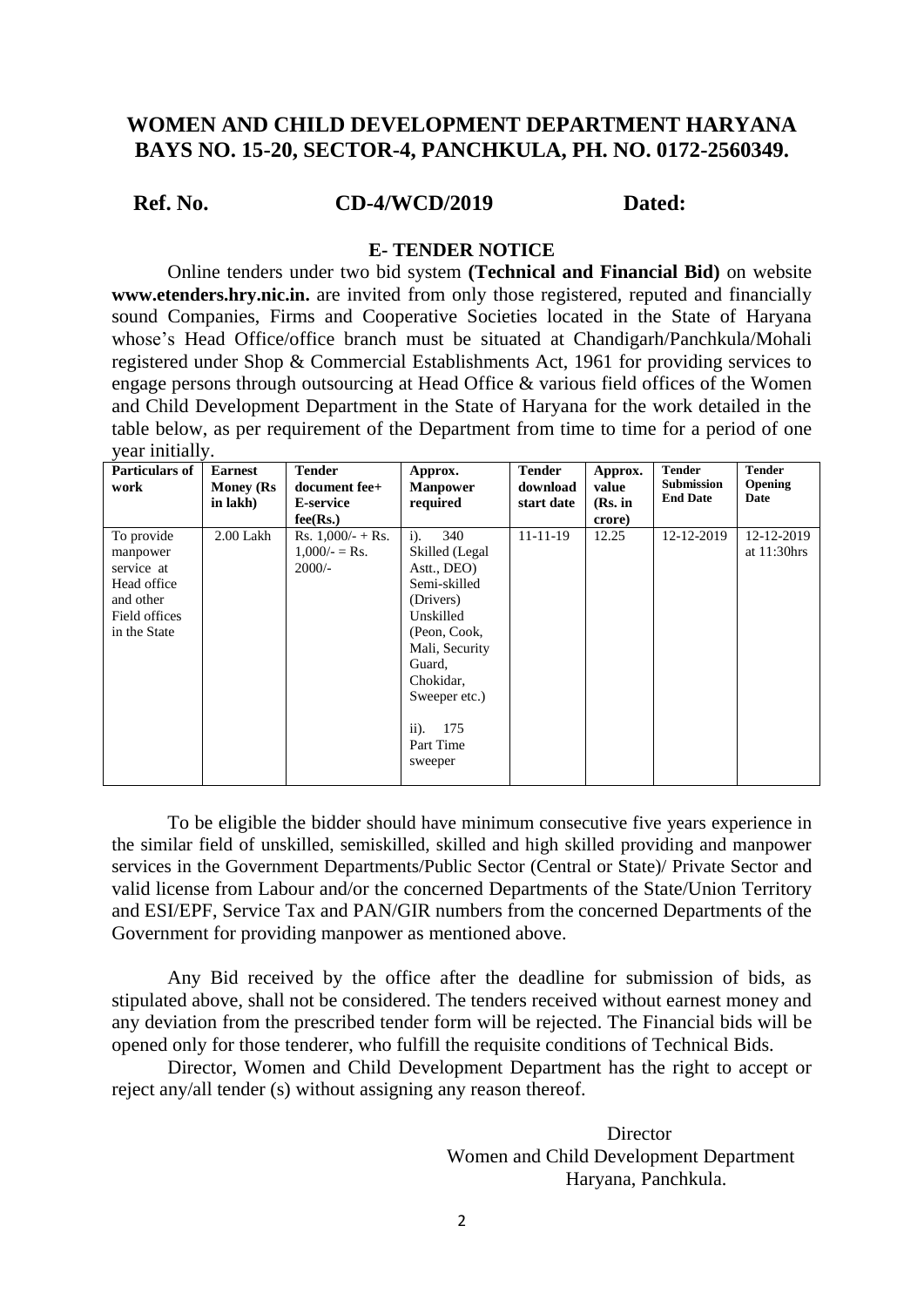## WOMEN AND CHILD DEVELOPMENT DEPARTMENT HARYANA
## BAYS NO. 15-20, SECTOR-4, PANCHKULA, PH. NO. 0172-2560349.

**Ref. No. CD-4/WCD/2019 Dated:**

### E- TENDER NOTICE

Online tenders under two bid system **(Technical and Financial Bid)** on website **www.etenders.hry.nic.in.** are invited from only those registered, reputed and financially sound Companies, Firms and Cooperative Societies located in the State of Haryana whose's Head Office/office branch must be situated at Chandigarh/Panchkula/Mohali registered under Shop & Commercial Establishments Act, 1961 for providing services to engage persons through outsourcing at Head Office & various field offices of the Women and Child Development Department in the State of Haryana for the work detailed in the table below, as per requirement of the Department from time to time for a period of one year initially.

| Particulars of work | Earnest Money (Rs in lakh) | Tender document fee+ E-service fee(Rs.) | Approx. Manpower required | Tender download start date | Approx. value (Rs. in crore) | Tender Submission End Date | Tender Opening Date |
|---|---|---|---|---|---|---|---|
| To provide manpower service at Head office and other Field offices in the State | 2.00 Lakh | Rs. 1,000/- + Rs. 1,000/- = Rs. 2000/- | i). 340 Skilled (Legal Astt., DEO) Semi-skilled (Drivers) Unskilled (Peon, Cook, Mali, Security Guard, Chokidar, Sweeper etc.) ii). 175 Part Time sweeper | 11-11-19 | 12.25 | 12-12-2019 | 12-12-2019 at 11:30hrs |

To be eligible the bidder should have minimum consecutive five years experience in the similar field of unskilled, semiskilled, skilled and high skilled providing and manpower services in the Government Departments/Public Sector (Central or State)/ Private Sector and valid license from Labour and/or the concerned Departments of the State/Union Territory and ESI/EPF, Service Tax and PAN/GIR numbers from the concerned Departments of the Government for providing manpower as mentioned above.

Any Bid received by the office after the deadline for submission of bids, as stipulated above, shall not be considered. The tenders received without earnest money and any deviation from the prescribed tender form will be rejected. The Financial bids will be opened only for those tenderer, who fulfill the requisite conditions of Technical Bids.

Director, Women and Child Development Department has the right to accept or reject any/all tender (s) without assigning any reason thereof.

Director
Women and Child Development Department
Haryana, Panchkula.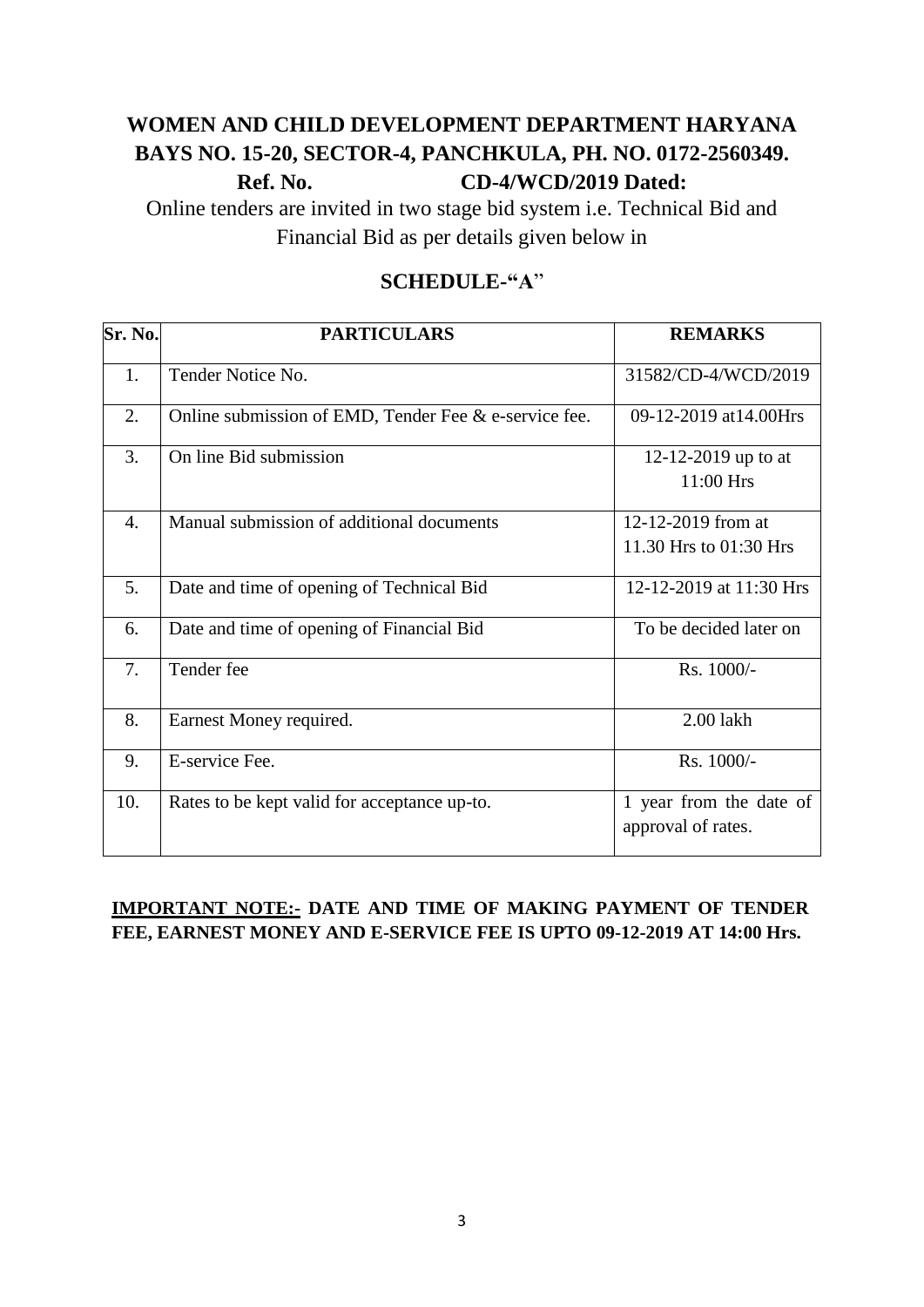**WOMEN AND CHILD DEVELOPMENT DEPARTMENT HARYANA**
**BAYS NO. 15-20, SECTOR-4, PANCHKULA, PH. NO. 0172-2560349.**
**Ref. No. CD-4/WCD/2019 Dated:**

Online tenders are invited in two stage bid system i.e. Technical Bid and Financial Bid as per details given below in

## SCHEDULE-"A"

| Sr. No. | PARTICULARS | REMARKS |
|---|---|---|
| 1. | Tender Notice No. | 31582/CD-4/WCD/2019 |
| 2. | Online submission of EMD, Tender Fee & e-service fee. | 09-12-2019 at14.00Hrs |
| 3. | On line Bid submission | 12-12-2019 up to at 11:00 Hrs |
| 4. | Manual submission of additional documents | 12-12-2019 from at 11.30 Hrs to 01:30 Hrs |
| 5. | Date and time of opening of Technical Bid | 12-12-2019 at 11:30 Hrs |
| 6. | Date and time of opening of Financial Bid | To be decided later on |
| 7. | Tender fee | Rs. 1000/- |
| 8. | Earnest Money required. | 2.00 lakh |
| 9. | E-service Fee. | Rs. 1000/- |
| 10. | Rates to be kept valid for acceptance up-to. | 1 year from the date of approval of rates. |

**IMPORTANT NOTE:- DATE AND TIME OF MAKING PAYMENT OF TENDER FEE, EARNEST MONEY AND E-SERVICE FEE IS UPTO 09-12-2019 AT 14:00 Hrs.**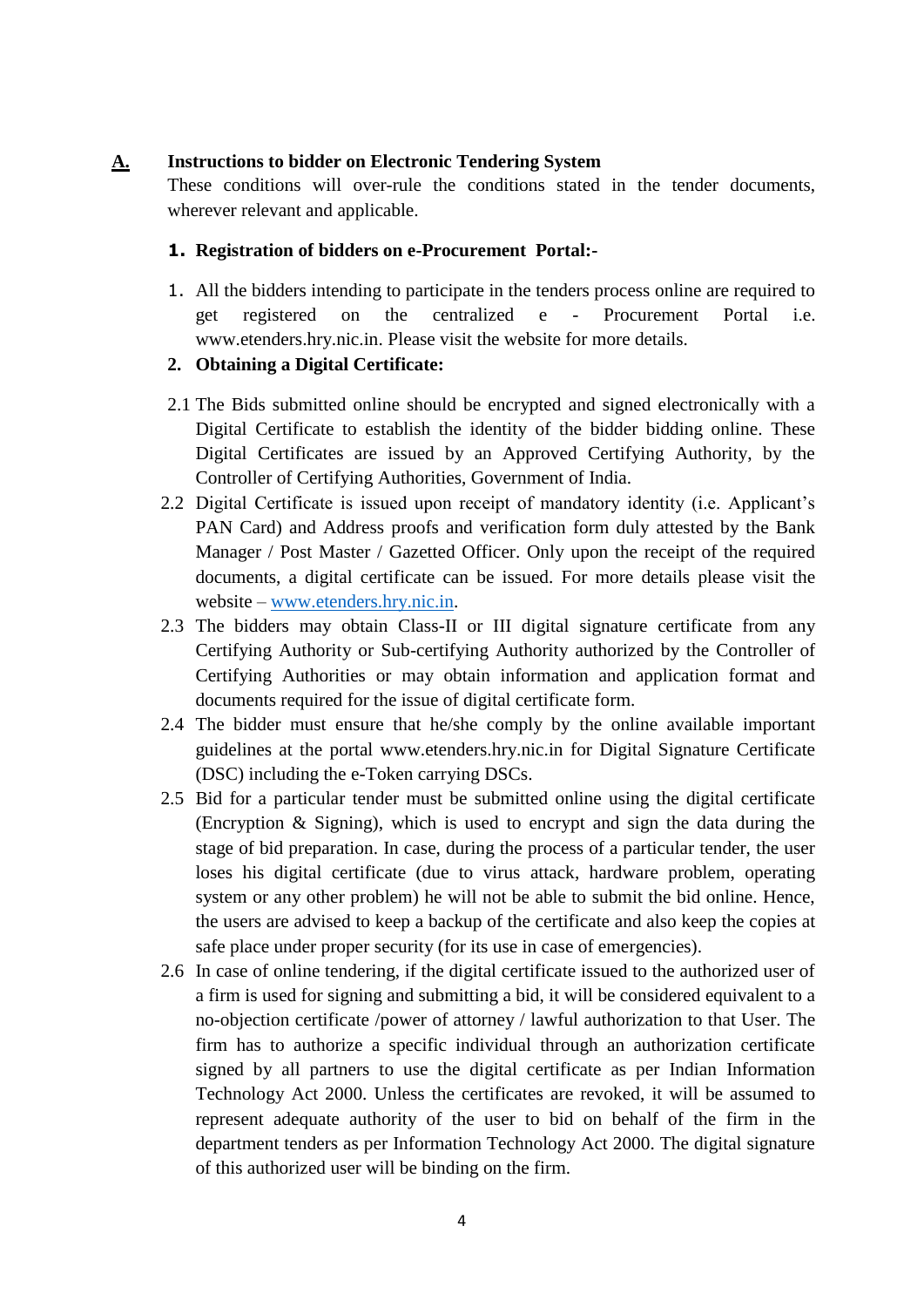## A. Instructions to bidder on Electronic Tendering System

These conditions will over-rule the conditions stated in the tender documents, wherever relevant and applicable.

### 1. Registration of bidders on e-Procurement Portal:-

1. All the bidders intending to participate in the tenders process online are required to get registered on the centralized e - Procurement Portal i.e. www.etenders.hry.nic.in. Please visit the website for more details.

### 2. Obtaining a Digital Certificate:

2.1 The Bids submitted online should be encrypted and signed electronically with a Digital Certificate to establish the identity of the bidder bidding online. These Digital Certificates are issued by an Approved Certifying Authority, by the Controller of Certifying Authorities, Government of India.

2.2 Digital Certificate is issued upon receipt of mandatory identity (i.e. Applicant's PAN Card) and Address proofs and verification form duly attested by the Bank Manager / Post Master / Gazetted Officer. Only upon the receipt of the required documents, a digital certificate can be issued. For more details please visit the website – [www.etenders.hry.nic.in](http://www.etenders.hry.nic.in).

2.3 The bidders may obtain Class-II or III digital signature certificate from any Certifying Authority or Sub-certifying Authority authorized by the Controller of Certifying Authorities or may obtain information and application format and documents required for the issue of digital certificate form.

2.4 The bidder must ensure that he/she comply by the online available important guidelines at the portal www.etenders.hry.nic.in for Digital Signature Certificate (DSC) including the e-Token carrying DSCs.

2.5 Bid for a particular tender must be submitted online using the digital certificate (Encryption & Signing), which is used to encrypt and sign the data during the stage of bid preparation. In case, during the process of a particular tender, the user loses his digital certificate (due to virus attack, hardware problem, operating system or any other problem) he will not be able to submit the bid online. Hence, the users are advised to keep a backup of the certificate and also keep the copies at safe place under proper security (for its use in case of emergencies).

2.6 In case of online tendering, if the digital certificate issued to the authorized user of a firm is used for signing and submitting a bid, it will be considered equivalent to a no-objection certificate /power of attorney / lawful authorization to that User. The firm has to authorize a specific individual through an authorization certificate signed by all partners to use the digital certificate as per Indian Information Technology Act 2000. Unless the certificates are revoked, it will be assumed to represent adequate authority of the user to bid on behalf of the firm in the department tenders as per Information Technology Act 2000. The digital signature of this authorized user will be binding on the firm.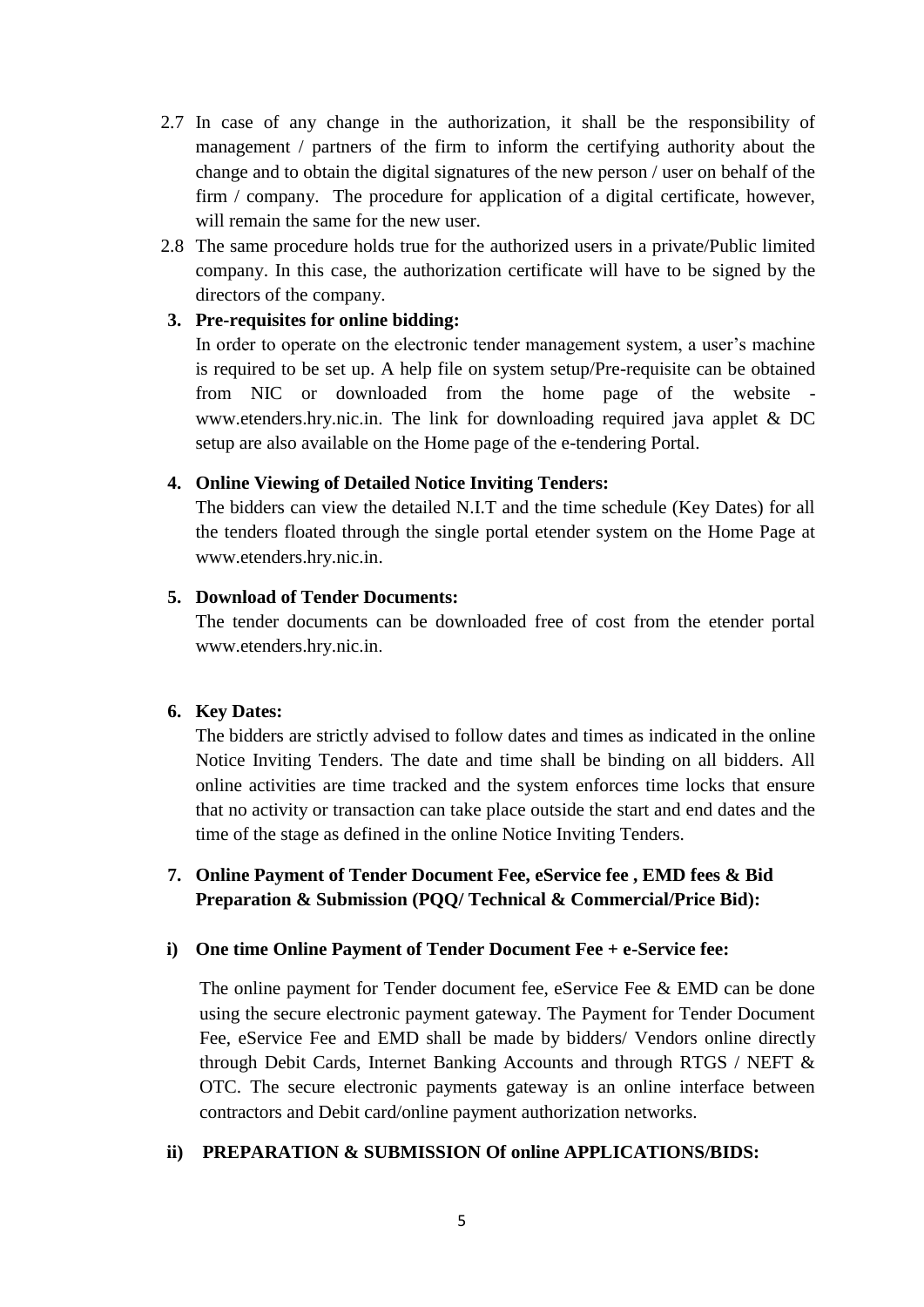2.7 In case of any change in the authorization, it shall be the responsibility of management / partners of the firm to inform the certifying authority about the change and to obtain the digital signatures of the new person / user on behalf of the firm / company. The procedure for application of a digital certificate, however, will remain the same for the new user.

2.8 The same procedure holds true for the authorized users in a private/Public limited company. In this case, the authorization certificate will have to be signed by the directors of the company.

**3. Pre-requisites for online bidding:**

In order to operate on the electronic tender management system, a user's machine is required to be set up. A help file on system setup/Pre-requisite can be obtained from NIC or downloaded from the home page of the website - www.etenders.hry.nic.in. The link for downloading required java applet & DC setup are also available on the Home page of the e-tendering Portal.

**4. Online Viewing of Detailed Notice Inviting Tenders:**

The bidders can view the detailed N.I.T and the time schedule (Key Dates) for all the tenders floated through the single portal etender system on the Home Page at www.etenders.hry.nic.in.

**5. Download of Tender Documents:**

The tender documents can be downloaded free of cost from the etender portal www.etenders.hry.nic.in.

**6. Key Dates:**

The bidders are strictly advised to follow dates and times as indicated in the online Notice Inviting Tenders. The date and time shall be binding on all bidders. All online activities are time tracked and the system enforces time locks that ensure that no activity or transaction can take place outside the start and end dates and the time of the stage as defined in the online Notice Inviting Tenders.

**7. Online Payment of Tender Document Fee, eService fee , EMD fees & Bid Preparation & Submission (PQQ/ Technical & Commercial/Price Bid):**

**i) One time Online Payment of Tender Document Fee + e-Service fee:**

The online payment for Tender document fee, eService Fee & EMD can be done using the secure electronic payment gateway. The Payment for Tender Document Fee, eService Fee and EMD shall be made by bidders/ Vendors online directly through Debit Cards, Internet Banking Accounts and through RTGS / NEFT & OTC. The secure electronic payments gateway is an online interface between contractors and Debit card/online payment authorization networks.

**ii) PREPARATION & SUBMISSION Of online APPLICATIONS/BIDS:**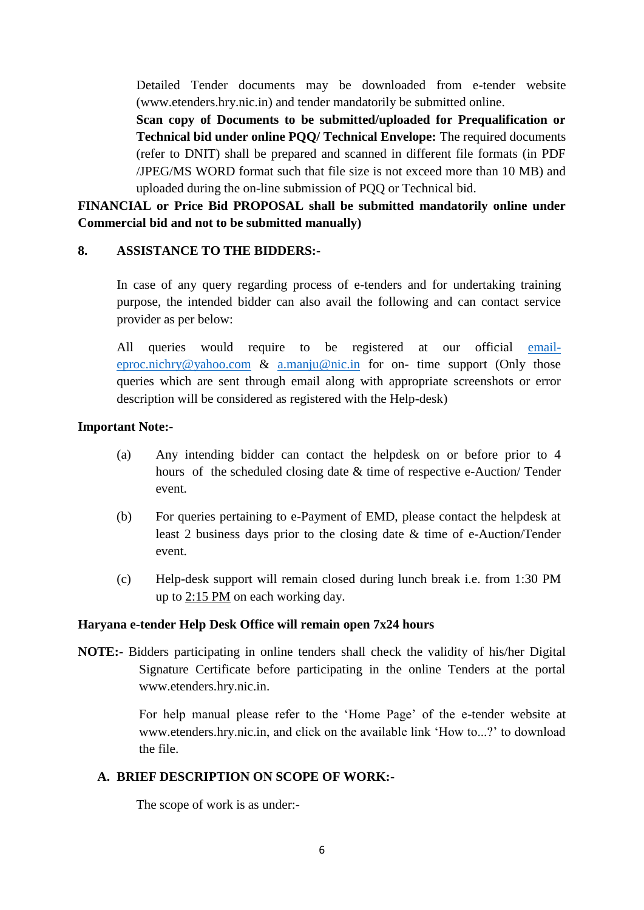Detailed Tender documents may be downloaded from e-tender website (www.etenders.hry.nic.in) and tender mandatorily be submitted online.

**Scan copy of Documents to be submitted/uploaded for Prequalification or Technical bid under online PQQ/ Technical Envelope:** The required documents (refer to DNIT) shall be prepared and scanned in different file formats (in PDF /JPEG/MS WORD format such that file size is not exceed more than 10 MB) and uploaded during the on-line submission of PQQ or Technical bid.

**FINANCIAL or Price Bid PROPOSAL shall be submitted mandatorily online under Commercial bid and not to be submitted manually)**

## 8. ASSISTANCE TO THE BIDDERS:-

In case of any query regarding process of e-tenders and for undertaking training purpose, the intended bidder can also avail the following and can contact service provider as per below:

All queries would require to be registered at our official email-eproc.nichry@yahoo.com & a.manju@nic.in for on- time support (Only those queries which are sent through email along with appropriate screenshots or error description will be considered as registered with the Help-desk)

**Important Note:-**

(a) Any intending bidder can contact the helpdesk on or before prior to 4 hours of the scheduled closing date & time of respective e-Auction/ Tender event.

(b) For queries pertaining to e-Payment of EMD, please contact the helpdesk at least 2 business days prior to the closing date & time of e-Auction/Tender event.

(c) Help-desk support will remain closed during lunch break i.e. from 1:30 PM up to 2:15 PM on each working day.

**Haryana e-tender Help Desk Office will remain open 7x24 hours**

**NOTE:-** Bidders participating in online tenders shall check the validity of his/her Digital Signature Certificate before participating in the online Tenders at the portal www.etenders.hry.nic.in.

For help manual please refer to the 'Home Page' of the e-tender website at www.etenders.hry.nic.in, and click on the available link 'How to...?' to download the file.

## A. BRIEF DESCRIPTION ON SCOPE OF WORK:-

The scope of work is as under:-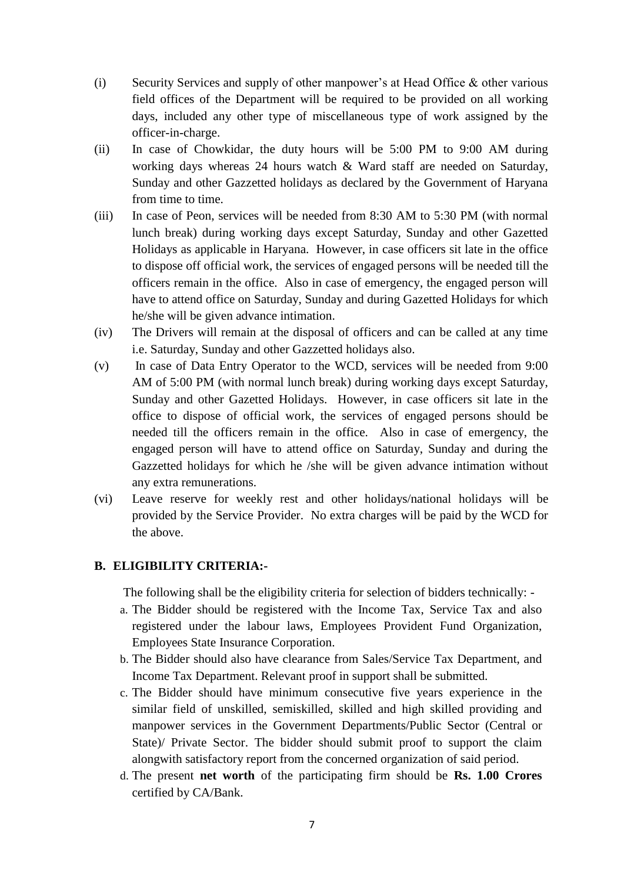(i) Security Services and supply of other manpower's at Head Office & other various field offices of the Department will be required to be provided on all working days, included any other type of miscellaneous type of work assigned by the officer-in-charge.

(ii) In case of Chowkidar, the duty hours will be 5:00 PM to 9:00 AM during working days whereas 24 hours watch & Ward staff are needed on Saturday, Sunday and other Gazzetted holidays as declared by the Government of Haryana from time to time.

(iii) In case of Peon, services will be needed from 8:30 AM to 5:30 PM (with normal lunch break) during working days except Saturday, Sunday and other Gazetted Holidays as applicable in Haryana. However, in case officers sit late in the office to dispose off official work, the services of engaged persons will be needed till the officers remain in the office. Also in case of emergency, the engaged person will have to attend office on Saturday, Sunday and during Gazetted Holidays for which he/she will be given advance intimation.

(iv) The Drivers will remain at the disposal of officers and can be called at any time i.e. Saturday, Sunday and other Gazzetted holidays also.

(v) In case of Data Entry Operator to the WCD, services will be needed from 9:00 AM of 5:00 PM (with normal lunch break) during working days except Saturday, Sunday and other Gazetted Holidays. However, in case officers sit late in the office to dispose of official work, the services of engaged persons should be needed till the officers remain in the office. Also in case of emergency, the engaged person will have to attend office on Saturday, Sunday and during the Gazzetted holidays for which he /she will be given advance intimation without any extra remunerations.

(vi) Leave reserve for weekly rest and other holidays/national holidays will be provided by the Service Provider. No extra charges will be paid by the WCD for the above.

## B. ELIGIBILITY CRITERIA:-

The following shall be the eligibility criteria for selection of bidders technically: -

a. The Bidder should be registered with the Income Tax, Service Tax and also registered under the labour laws, Employees Provident Fund Organization, Employees State Insurance Corporation.

b. The Bidder should also have clearance from Sales/Service Tax Department, and Income Tax Department. Relevant proof in support shall be submitted.

c. The Bidder should have minimum consecutive five years experience in the similar field of unskilled, semiskilled, skilled and high skilled providing and manpower services in the Government Departments/Public Sector (Central or State)/ Private Sector. The bidder should submit proof to support the claim alongwith satisfactory report from the concerned organization of said period.

d. The present **net worth** of the participating firm should be **Rs. 1.00 Crores** certified by CA/Bank.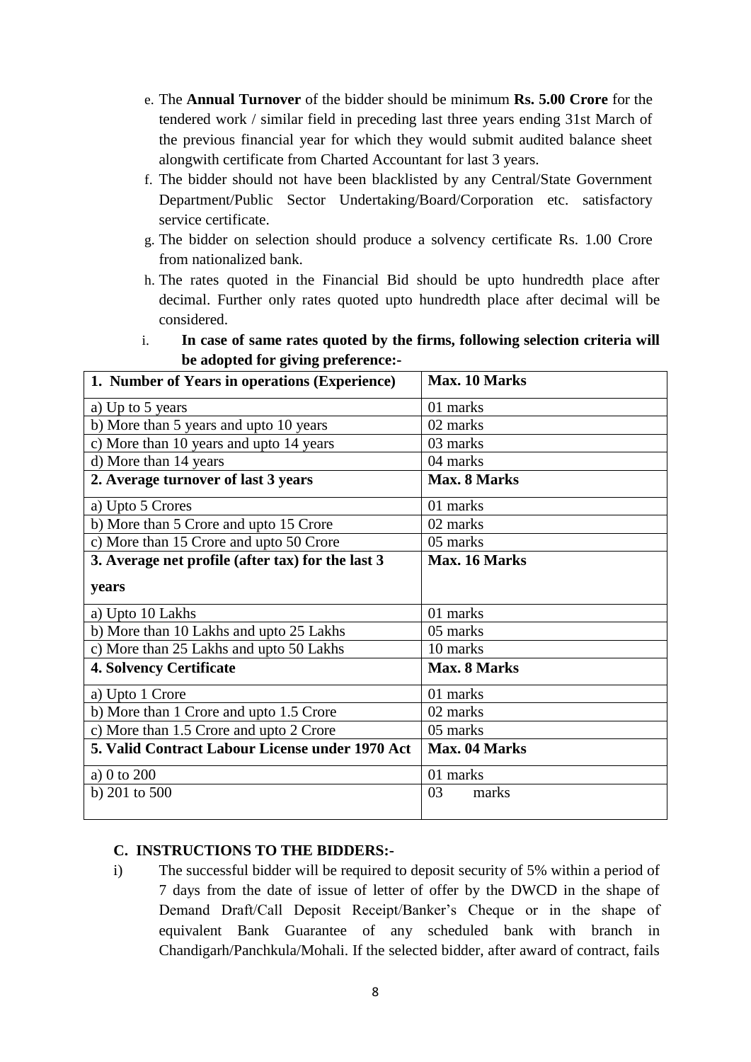e. The **Annual Turnover** of the bidder should be minimum **Rs. 5.00 Crore** for the tendered work / similar field in preceding last three years ending 31st March of the previous financial year for which they would submit audited balance sheet alongwith certificate from Charted Accountant for last 3 years.

f. The bidder should not have been blacklisted by any Central/State Government Department/Public Sector Undertaking/Board/Corporation etc. satisfactory service certificate.

g. The bidder on selection should produce a solvency certificate Rs. 1.00 Crore from nationalized bank.

h. The rates quoted in the Financial Bid should be upto hundredth place after decimal. Further only rates quoted upto hundredth place after decimal will be considered.

i. **In case of same rates quoted by the firms, following selection criteria will be adopted for giving preference:-**

| **1. Number of Years in operations (Experience)** | **Max. 10 Marks** |
|---|---|
| a) Up to 5 years | 01 marks |
| b) More than 5 years and upto 10 years | 02 marks |
| c) More than 10 years and upto 14 years | 03 marks |
| d) More than 14 years | 04 marks |
| **2. Average turnover of last 3 years** | **Max. 8 Marks** |
| a) Upto 5 Crores | 01 marks |
| b) More than 5 Crore and upto 15 Crore | 02 marks |
| c) More than 15 Crore and upto 50 Crore | 05 marks |
| **3. Average net profile (after tax) for the last 3 years** | **Max. 16 Marks** |
| a) Upto 10 Lakhs | 01 marks |
| b) More than 10 Lakhs and upto 25 Lakhs | 05 marks |
| c) More than 25 Lakhs and upto 50 Lakhs | 10 marks |
| **4. Solvency Certificate** | **Max. 8 Marks** |
| a) Upto 1 Crore | 01 marks |
| b) More than 1 Crore and upto 1.5 Crore | 02 marks |
| c) More than 1.5 Crore and upto 2 Crore | 05 marks |
| **5. Valid Contract Labour License under 1970 Act** | **Max. 04 Marks** |
| a) 0 to 200 | 01 marks |
| b) 201 to 500 | 03 marks |

## C. INSTRUCTIONS TO THE BIDDERS:-

i) The successful bidder will be required to deposit security of 5% within a period of 7 days from the date of issue of letter of offer by the DWCD in the shape of Demand Draft/Call Deposit Receipt/Banker's Cheque or in the shape of equivalent Bank Guarantee of any scheduled bank with branch in Chandigarh/Panchkula/Mohali. If the selected bidder, after award of contract, fails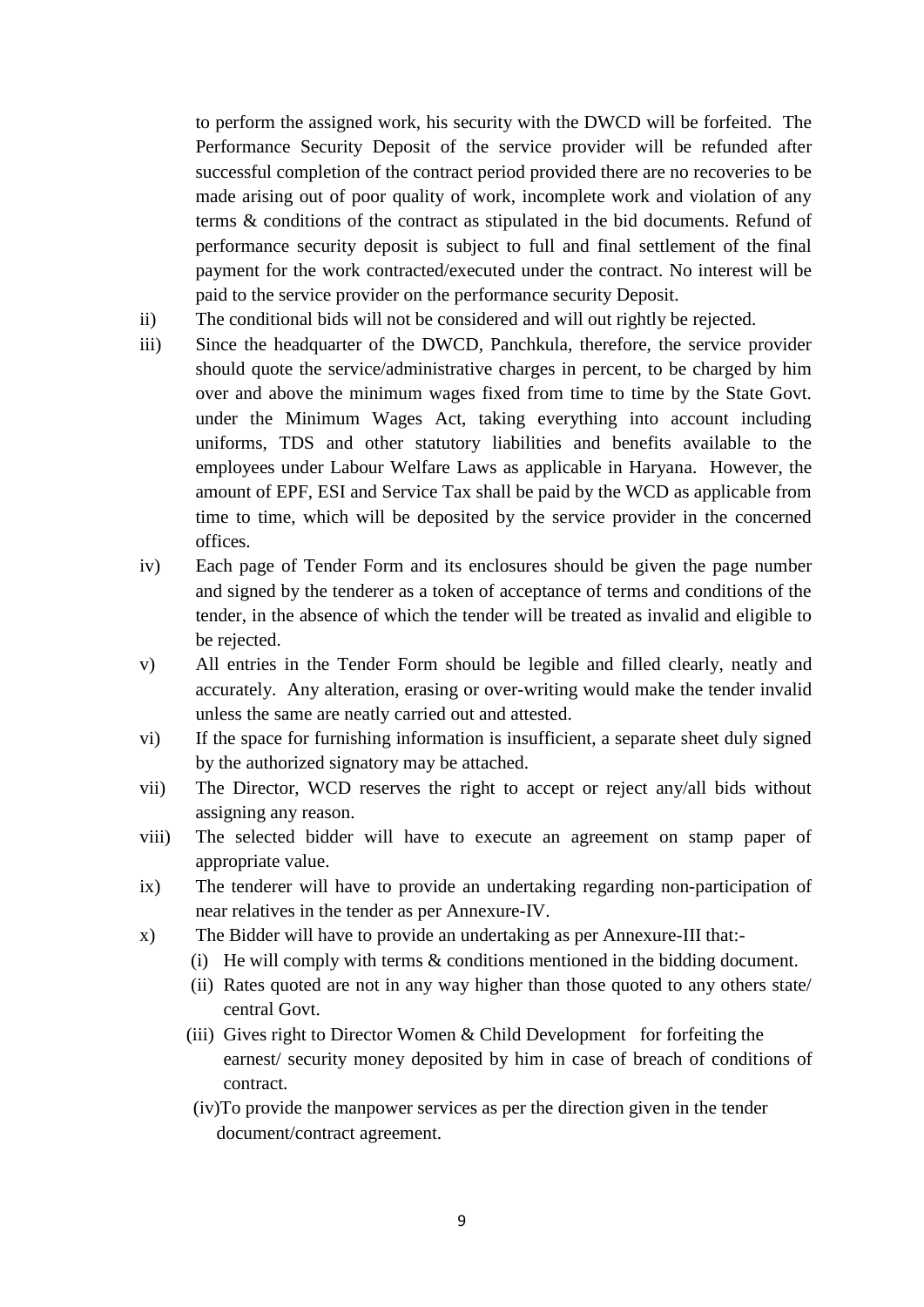to perform the assigned work, his security with the DWCD will be forfeited. The Performance Security Deposit of the service provider will be refunded after successful completion of the contract period provided there are no recoveries to be made arising out of poor quality of work, incomplete work and violation of any terms & conditions of the contract as stipulated in the bid documents. Refund of performance security deposit is subject to full and final settlement of the final payment for the work contracted/executed under the contract. No interest will be paid to the service provider on the performance security Deposit.

ii) The conditional bids will not be considered and will out rightly be rejected.

iii) Since the headquarter of the DWCD, Panchkula, therefore, the service provider should quote the service/administrative charges in percent, to be charged by him over and above the minimum wages fixed from time to time by the State Govt. under the Minimum Wages Act, taking everything into account including uniforms, TDS and other statutory liabilities and benefits available to the employees under Labour Welfare Laws as applicable in Haryana. However, the amount of EPF, ESI and Service Tax shall be paid by the WCD as applicable from time to time, which will be deposited by the service provider in the concerned offices.

iv) Each page of Tender Form and its enclosures should be given the page number and signed by the tenderer as a token of acceptance of terms and conditions of the tender, in the absence of which the tender will be treated as invalid and eligible to be rejected.

v) All entries in the Tender Form should be legible and filled clearly, neatly and accurately. Any alteration, erasing or over-writing would make the tender invalid unless the same are neatly carried out and attested.

vi) If the space for furnishing information is insufficient, a separate sheet duly signed by the authorized signatory may be attached.

vii) The Director, WCD reserves the right to accept or reject any/all bids without assigning any reason.

viii) The selected bidder will have to execute an agreement on stamp paper of appropriate value.

ix) The tenderer will have to provide an undertaking regarding non-participation of near relatives in the tender as per Annexure-IV.

x) The Bidder will have to provide an undertaking as per Annexure-III that:-
   (i) He will comply with terms & conditions mentioned in the bidding document.
   (ii) Rates quoted are not in any way higher than those quoted to any others state/ central Govt.
   (iii) Gives right to Director Women & Child Development for forfeiting the earnest/ security money deposited by him in case of breach of conditions of contract.
   (iv) To provide the manpower services as per the direction given in the tender document/contract agreement.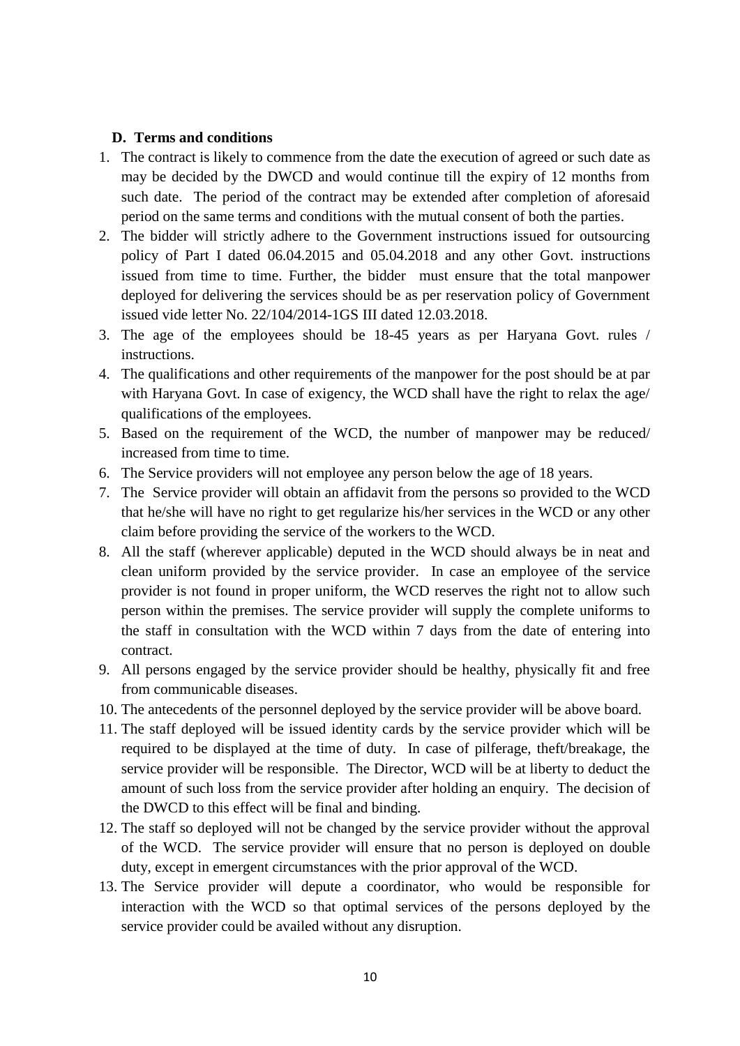### D. Terms and conditions

1. The contract is likely to commence from the date the execution of agreed or such date as may be decided by the DWCD and would continue till the expiry of 12 months from such date. The period of the contract may be extended after completion of aforesaid period on the same terms and conditions with the mutual consent of both the parties.
2. The bidder will strictly adhere to the Government instructions issued for outsourcing policy of Part I dated 06.04.2015 and 05.04.2018 and any other Govt. instructions issued from time to time. Further, the bidder must ensure that the total manpower deployed for delivering the services should be as per reservation policy of Government issued vide letter No. 22/104/2014-1GS III dated 12.03.2018.
3. The age of the employees should be 18-45 years as per Haryana Govt. rules / instructions.
4. The qualifications and other requirements of the manpower for the post should be at par with Haryana Govt. In case of exigency, the WCD shall have the right to relax the age/ qualifications of the employees.
5. Based on the requirement of the WCD, the number of manpower may be reduced/ increased from time to time.
6. The Service providers will not employee any person below the age of 18 years.
7. The Service provider will obtain an affidavit from the persons so provided to the WCD that he/she will have no right to get regularize his/her services in the WCD or any other claim before providing the service of the workers to the WCD.
8. All the staff (wherever applicable) deputed in the WCD should always be in neat and clean uniform provided by the service provider. In case an employee of the service provider is not found in proper uniform, the WCD reserves the right not to allow such person within the premises. The service provider will supply the complete uniforms to the staff in consultation with the WCD within 7 days from the date of entering into contract.
9. All persons engaged by the service provider should be healthy, physically fit and free from communicable diseases.
10. The antecedents of the personnel deployed by the service provider will be above board.
11. The staff deployed will be issued identity cards by the service provider which will be required to be displayed at the time of duty. In case of pilferage, theft/breakage, the service provider will be responsible. The Director, WCD will be at liberty to deduct the amount of such loss from the service provider after holding an enquiry. The decision of the DWCD to this effect will be final and binding.
12. The staff so deployed will not be changed by the service provider without the approval of the WCD. The service provider will ensure that no person is deployed on double duty, except in emergent circumstances with the prior approval of the WCD.
13. The Service provider will depute a coordinator, who would be responsible for interaction with the WCD so that optimal services of the persons deployed by the service provider could be availed without any disruption.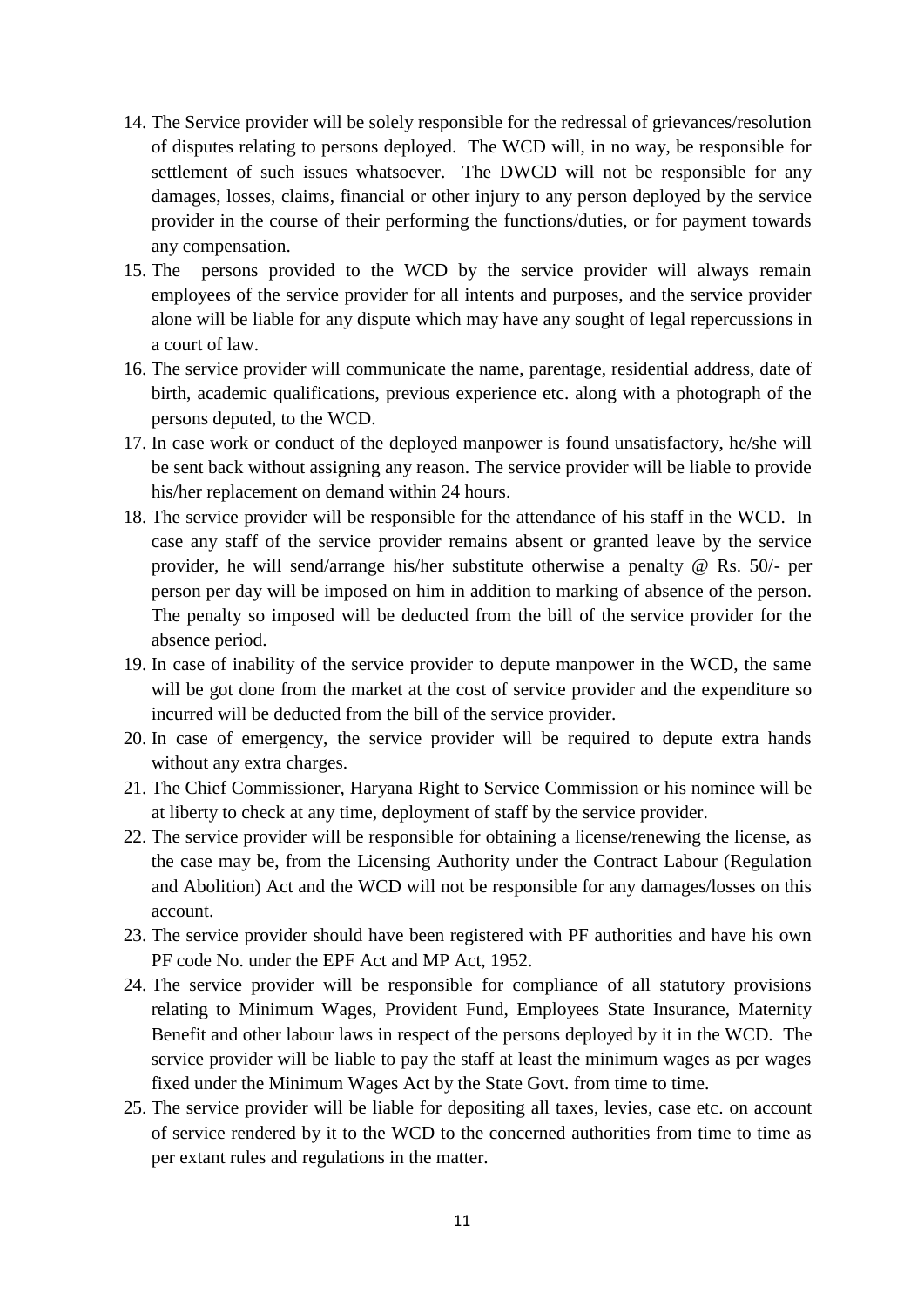14. The Service provider will be solely responsible for the redressal of grievances/resolution of disputes relating to persons deployed. The WCD will, in no way, be responsible for settlement of such issues whatsoever. The DWCD will not be responsible for any damages, losses, claims, financial or other injury to any person deployed by the service provider in the course of their performing the functions/duties, or for payment towards any compensation.
15. The persons provided to the WCD by the service provider will always remain employees of the service provider for all intents and purposes, and the service provider alone will be liable for any dispute which may have any sought of legal repercussions in a court of law.
16. The service provider will communicate the name, parentage, residential address, date of birth, academic qualifications, previous experience etc. along with a photograph of the persons deputed, to the WCD.
17. In case work or conduct of the deployed manpower is found unsatisfactory, he/she will be sent back without assigning any reason. The service provider will be liable to provide his/her replacement on demand within 24 hours.
18. The service provider will be responsible for the attendance of his staff in the WCD. In case any staff of the service provider remains absent or granted leave by the service provider, he will send/arrange his/her substitute otherwise a penalty @ Rs. 50/- per person per day will be imposed on him in addition to marking of absence of the person. The penalty so imposed will be deducted from the bill of the service provider for the absence period.
19. In case of inability of the service provider to depute manpower in the WCD, the same will be got done from the market at the cost of service provider and the expenditure so incurred will be deducted from the bill of the service provider.
20. In case of emergency, the service provider will be required to depute extra hands without any extra charges.
21. The Chief Commissioner, Haryana Right to Service Commission or his nominee will be at liberty to check at any time, deployment of staff by the service provider.
22. The service provider will be responsible for obtaining a license/renewing the license, as the case may be, from the Licensing Authority under the Contract Labour (Regulation and Abolition) Act and the WCD will not be responsible for any damages/losses on this account.
23. The service provider should have been registered with PF authorities and have his own PF code No. under the EPF Act and MP Act, 1952.
24. The service provider will be responsible for compliance of all statutory provisions relating to Minimum Wages, Provident Fund, Employees State Insurance, Maternity Benefit and other labour laws in respect of the persons deployed by it in the WCD. The service provider will be liable to pay the staff at least the minimum wages as per wages fixed under the Minimum Wages Act by the State Govt. from time to time.
25. The service provider will be liable for depositing all taxes, levies, case etc. on account of service rendered by it to the WCD to the concerned authorities from time to time as per extant rules and regulations in the matter.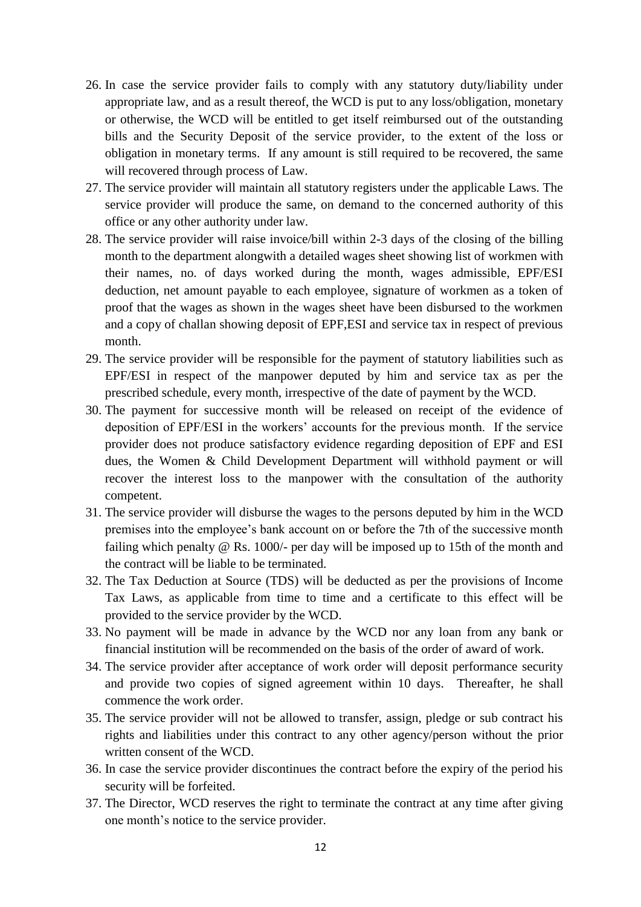26. In case the service provider fails to comply with any statutory duty/liability under appropriate law, and as a result thereof, the WCD is put to any loss/obligation, monetary or otherwise, the WCD will be entitled to get itself reimbursed out of the outstanding bills and the Security Deposit of the service provider, to the extent of the loss or obligation in monetary terms. If any amount is still required to be recovered, the same will recovered through process of Law.
27. The service provider will maintain all statutory registers under the applicable Laws. The service provider will produce the same, on demand to the concerned authority of this office or any other authority under law.
28. The service provider will raise invoice/bill within 2-3 days of the closing of the billing month to the department alongwith a detailed wages sheet showing list of workmen with their names, no. of days worked during the month, wages admissible, EPF/ESI deduction, net amount payable to each employee, signature of workmen as a token of proof that the wages as shown in the wages sheet have been disbursed to the workmen and a copy of challan showing deposit of EPF,ESI and service tax in respect of previous month.
29. The service provider will be responsible for the payment of statutory liabilities such as EPF/ESI in respect of the manpower deputed by him and service tax as per the prescribed schedule, every month, irrespective of the date of payment by the WCD.
30. The payment for successive month will be released on receipt of the evidence of deposition of EPF/ESI in the workers' accounts for the previous month. If the service provider does not produce satisfactory evidence regarding deposition of EPF and ESI dues, the Women & Child Development Department will withhold payment or will recover the interest loss to the manpower with the consultation of the authority competent.
31. The service provider will disburse the wages to the persons deputed by him in the WCD premises into the employee's bank account on or before the 7th of the successive month failing which penalty @ Rs. 1000/- per day will be imposed up to 15th of the month and the contract will be liable to be terminated.
32. The Tax Deduction at Source (TDS) will be deducted as per the provisions of Income Tax Laws, as applicable from time to time and a certificate to this effect will be provided to the service provider by the WCD.
33. No payment will be made in advance by the WCD nor any loan from any bank or financial institution will be recommended on the basis of the order of award of work.
34. The service provider after acceptance of work order will deposit performance security and provide two copies of signed agreement within 10 days. Thereafter, he shall commence the work order.
35. The service provider will not be allowed to transfer, assign, pledge or sub contract his rights and liabilities under this contract to any other agency/person without the prior written consent of the WCD.
36. In case the service provider discontinues the contract before the expiry of the period his security will be forfeited.
37. The Director, WCD reserves the right to terminate the contract at any time after giving one month's notice to the service provider.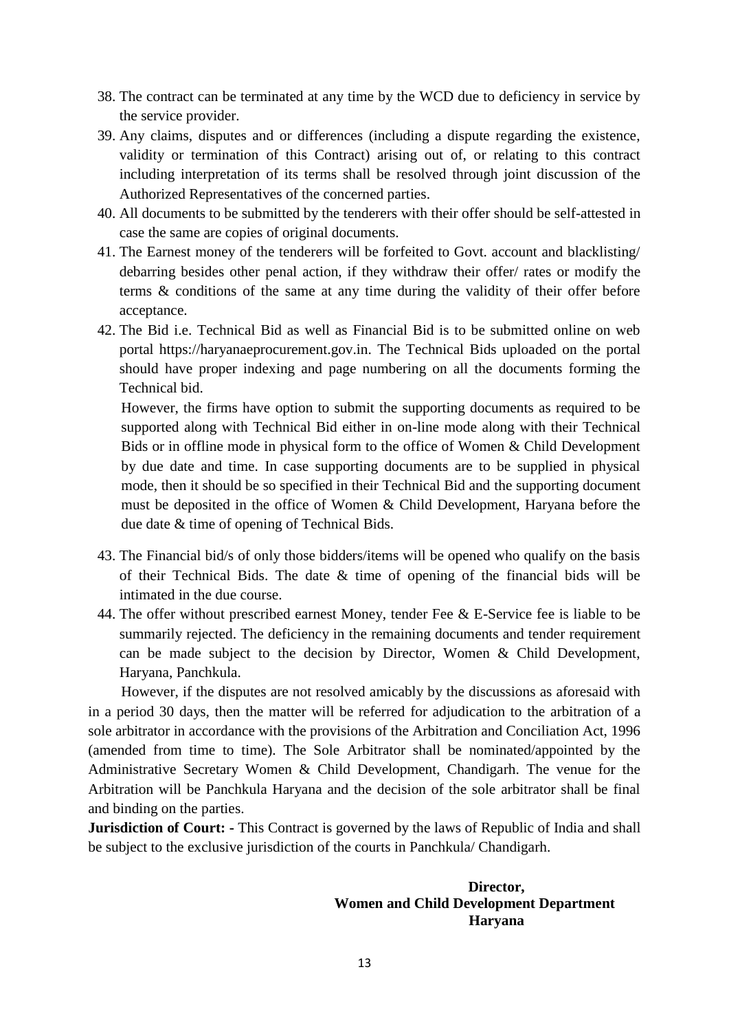38. The contract can be terminated at any time by the WCD due to deficiency in service by the service provider.
39. Any claims, disputes and or differences (including a dispute regarding the existence, validity or termination of this Contract) arising out of, or relating to this contract including interpretation of its terms shall be resolved through joint discussion of the Authorized Representatives of the concerned parties.
40. All documents to be submitted by the tenderers with their offer should be self-attested in case the same are copies of original documents.
41. The Earnest money of the tenderers will be forfeited to Govt. account and blacklisting/ debarring besides other penal action, if they withdraw their offer/ rates or modify the terms & conditions of the same at any time during the validity of their offer before acceptance.
42. The Bid i.e. Technical Bid as well as Financial Bid is to be submitted online on web portal https://haryanaeprocurement.gov.in. The Technical Bids uploaded on the portal should have proper indexing and page numbering on all the documents forming the Technical bid.

    However, the firms have option to submit the supporting documents as required to be supported along with Technical Bid either in on-line mode along with their Technical Bids or in offline mode in physical form to the office of Women & Child Development by due date and time. In case supporting documents are to be supplied in physical mode, then it should be so specified in their Technical Bid and the supporting document must be deposited in the office of Women & Child Development, Haryana before the due date & time of opening of Technical Bids.

43. The Financial bid/s of only those bidders/items will be opened who qualify on the basis of their Technical Bids. The date & time of opening of the financial bids will be intimated in the due course.
44. The offer without prescribed earnest Money, tender Fee & E-Service fee is liable to be summarily rejected. The deficiency in the remaining documents and tender requirement can be made subject to the decision by Director, Women & Child Development, Haryana, Panchkula.

However, if the disputes are not resolved amicably by the discussions as aforesaid with in a period 30 days, then the matter will be referred for adjudication to the arbitration of a sole arbitrator in accordance with the provisions of the Arbitration and Conciliation Act, 1996 (amended from time to time). The Sole Arbitrator shall be nominated/appointed by the Administrative Secretary Women & Child Development, Chandigarh. The venue for the Arbitration will be Panchkula Haryana and the decision of the sole arbitrator shall be final and binding on the parties.

**Jurisdiction of Court: -** This Contract is governed by the laws of Republic of India and shall be subject to the exclusive jurisdiction of the courts in Panchkula/ Chandigarh.

**Director,**
**Women and Child Development Department**
**Haryana**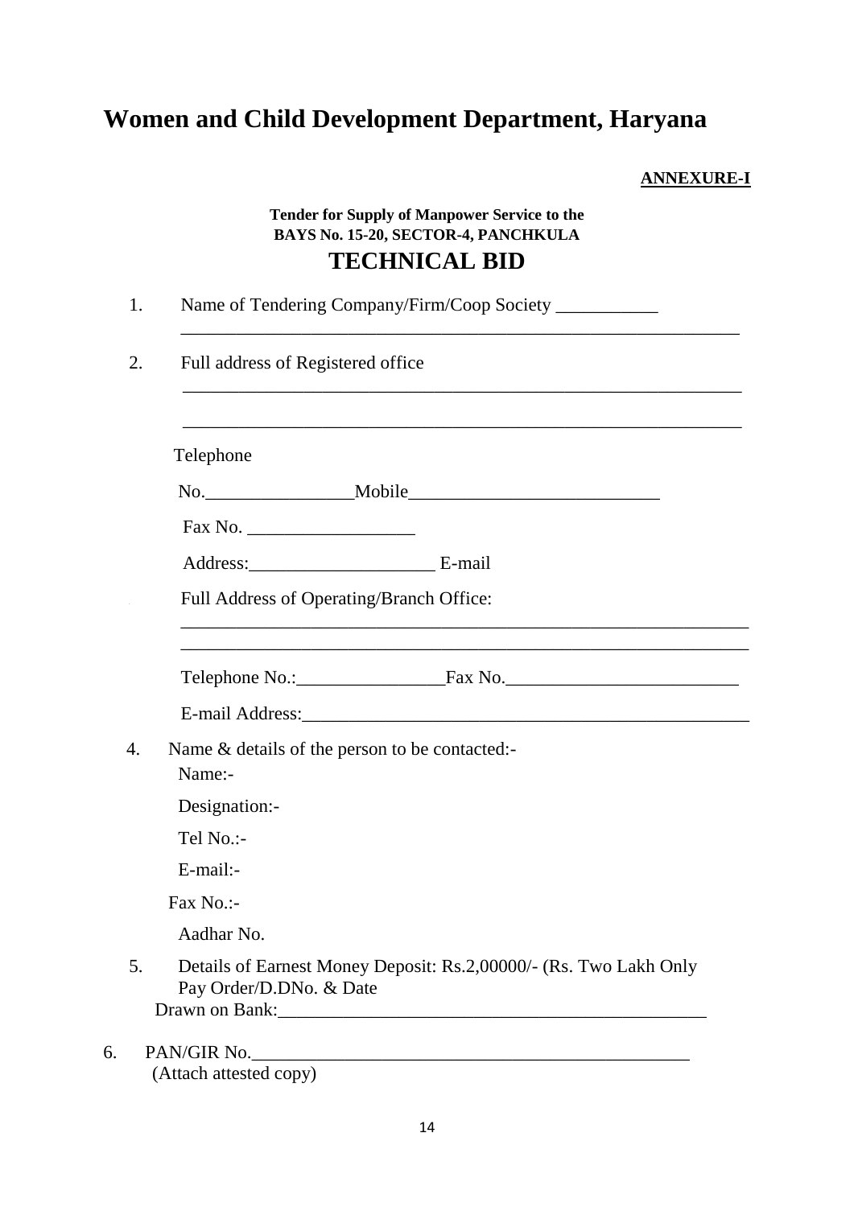# Women and Child Development Department, Haryana

**ANNEXURE-I**

**Tender for Supply of Manpower Service to the**
**BAYS No. 15-20, SECTOR-4, PANCHKULA**

## TECHNICAL BID

1. Name of Tendering Company/Firm/Coop Society ___________
   _______________________________________________________________

2. Full address of Registered office
   _______________________________________________________________

   _______________________________________________________________

   Telephone

   No.________________Mobile___________________________

   Fax No. __________________

   Address:____________________ E-mail

   Full Address of Operating/Branch Office:
   _______________________________________________________________
   _______________________________________________________________

   Telephone No.:________________Fax No._________________________

   E-mail Address:_________________________________________________

4. Name & details of the person to be contacted:-
   Name:-

   Designation:-

   Tel No.:-

   E-mail:-

   Fax No.:-

   Aadhar No.

5. Details of Earnest Money Deposit: Rs.2,00000/- (Rs. Two Lakh Only
   Pay Order/D.DNo. & Date
   Drawn on Bank:_______________________________________________

6. PAN/GIR No.________________________________________________
   (Attach attested copy)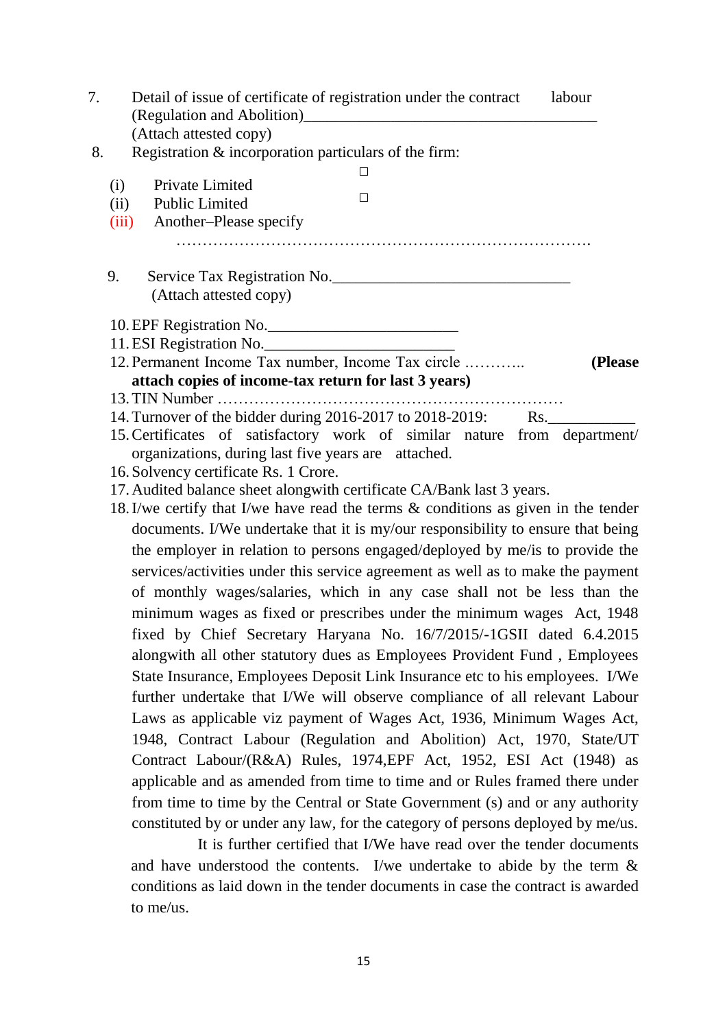7. Detail of issue of certificate of registration under the contract labour (Regulation and Abolition)\_\_\_\_\_\_\_\_\_\_\_\_\_\_\_\_\_\_\_\_\_\_\_\_\_\_\_\_\_\_\_\_\_\_\_\_\_\_
   (Attach attested copy)
8. Registration & incorporation particulars of the firm:
   (i) Private Limited ☐
   (ii) Public Limited ☐
   (iii) Another–Please specify
   …………………………………………………………………….
9. Service Tax Registration No.\_\_\_\_\_\_\_\_\_\_\_\_\_\_\_\_\_\_\_\_\_\_\_\_\_\_\_\_\_\_
   (Attach attested copy)
10. EPF Registration No.\_\_\_\_\_\_\_\_\_\_\_\_\_\_\_\_\_\_\_\_\_\_\_\_
11. ESI Registration No.\_\_\_\_\_\_\_\_\_\_\_\_\_\_\_\_\_\_\_\_\_\_\_\_
12. Permanent Income Tax number, Income Tax circle ……….. **(Please attach copies of income-tax return for last 3 years)**
13. TIN Number …………………………………………………………
14. Turnover of the bidder during 2016-2017 to 2018-2019: Rs.\_\_\_\_\_\_\_\_\_\_\_
15. Certificates of satisfactory work of similar nature from department/ organizations, during last five years are attached.
16. Solvency certificate Rs. 1 Crore.
17. Audited balance sheet alongwith certificate CA/Bank last 3 years.
18. I/we certify that I/we have read the terms & conditions as given in the tender documents. I/We undertake that it is my/our responsibility to ensure that being the employer in relation to persons engaged/deployed by me/is to provide the services/activities under this service agreement as well as to make the payment of monthly wages/salaries, which in any case shall not be less than the minimum wages as fixed or prescribes under the minimum wages Act, 1948 fixed by Chief Secretary Haryana No. 16/7/2015/-1GSII dated 6.4.2015 alongwith all other statutory dues as Employees Provident Fund , Employees State Insurance, Employees Deposit Link Insurance etc to his employees. I/We further undertake that I/We will observe compliance of all relevant Labour Laws as applicable viz payment of Wages Act, 1936, Minimum Wages Act, 1948, Contract Labour (Regulation and Abolition) Act, 1970, State/UT Contract Labour/(R&A) Rules, 1974,EPF Act, 1952, ESI Act (1948) as applicable and as amended from time to time and or Rules framed there under from time to time by the Central or State Government (s) and or any authority constituted by or under any law, for the category of persons deployed by me/us.

    It is further certified that I/We have read over the tender documents and have understood the contents. I/we undertake to abide by the term & conditions as laid down in the tender documents in case the contract is awarded to me/us.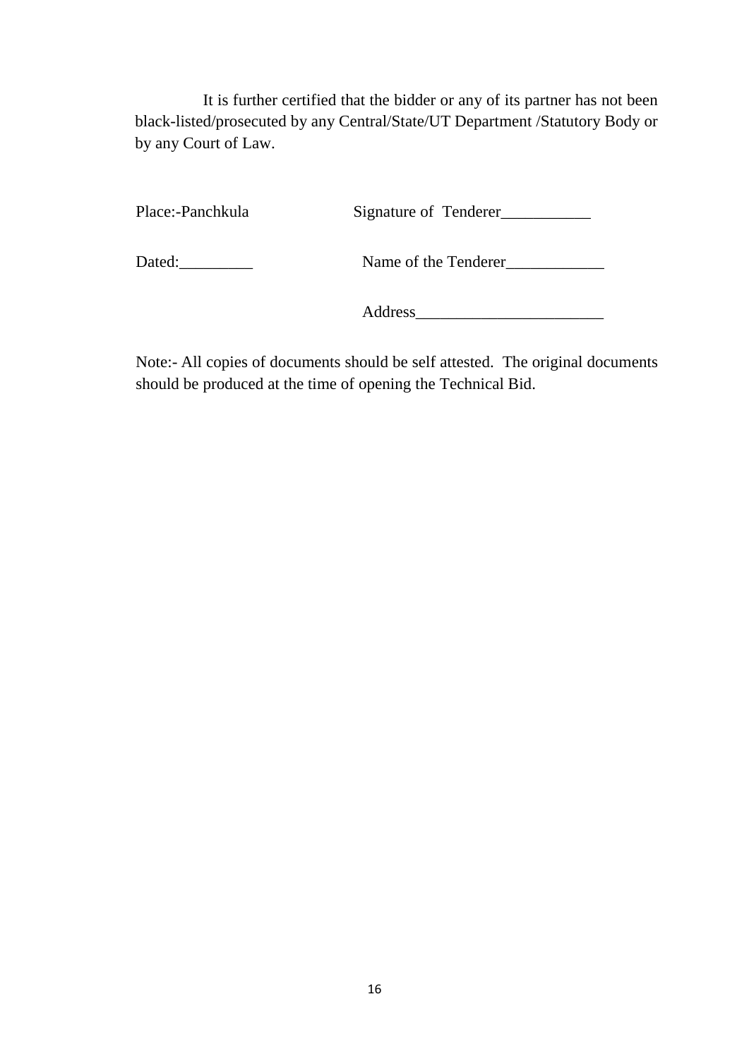It is further certified that the bidder or any of its partner has not been black-listed/prosecuted by any Central/State/UT Department /Statutory Body or by any Court of Law.

Place:-Panchkula                Signature of Tenderer___________

Dated:_________                 Name of the Tenderer____________

Address_______________________

Note:- All copies of documents should be self attested. The original documents should be produced at the time of opening the Technical Bid.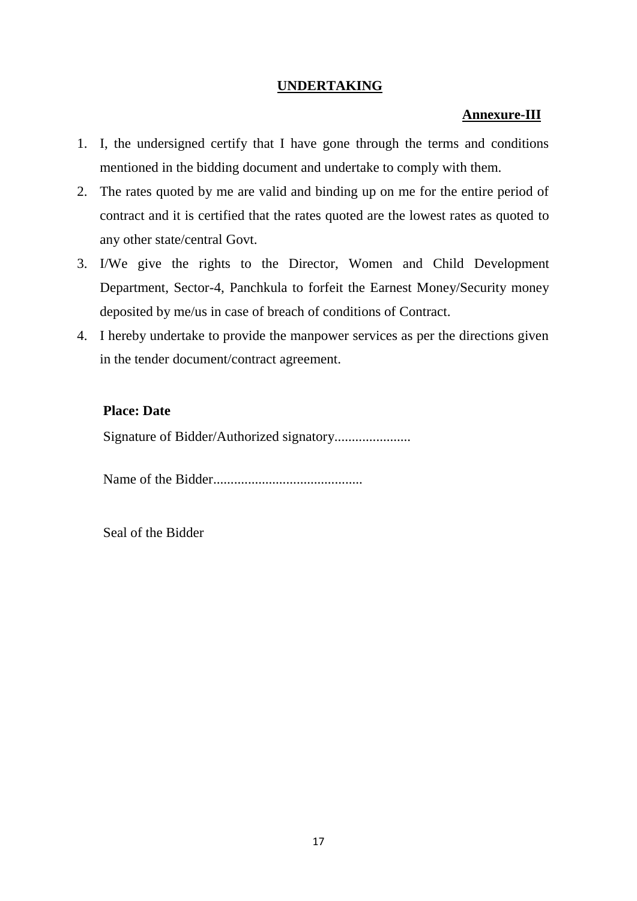## UNDERTAKING

**Annexure-III**

1. I, the undersigned certify that I have gone through the terms and conditions mentioned in the bidding document and undertake to comply with them.
2. The rates quoted by me are valid and binding up on me for the entire period of contract and it is certified that the rates quoted are the lowest rates as quoted to any other state/central Govt.
3. I/We give the rights to the Director, Women and Child Development Department, Sector-4, Panchkula to forfeit the Earnest Money/Security money deposited by me/us in case of breach of conditions of Contract.
4. I hereby undertake to provide the manpower services as per the directions given in the tender document/contract agreement.

**Place: Date**

Signature of Bidder/Authorized signatory......................

Name of the Bidder...........................................

Seal of the Bidder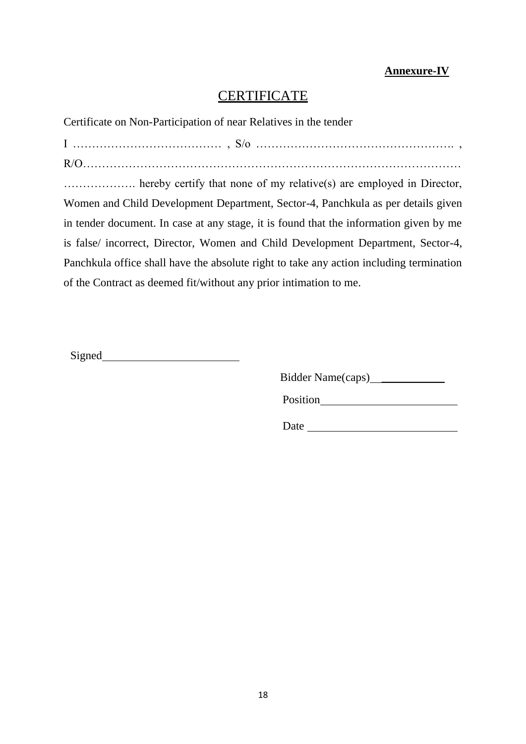**Annexure-IV**

# CERTIFICATE

Certificate on Non-Participation of near Relatives in the tender

I ………………………………… , S/o ……………………………………………. , R/O……………………………………………………………………………………… ………………. hereby certify that none of my relative(s) are employed in Director, Women and Child Development Department, Sector-4, Panchkula as per details given in tender document. In case at any stage, it is found that the information given by me is false/ incorrect, Director, Women and Child Development Department, Sector-4, Panchkula office shall have the absolute right to take any action including termination of the Contract as deemed fit/without any prior intimation to me.

Signed________________________

Bidder Name(caps)____________

Position________________________

Date __________________________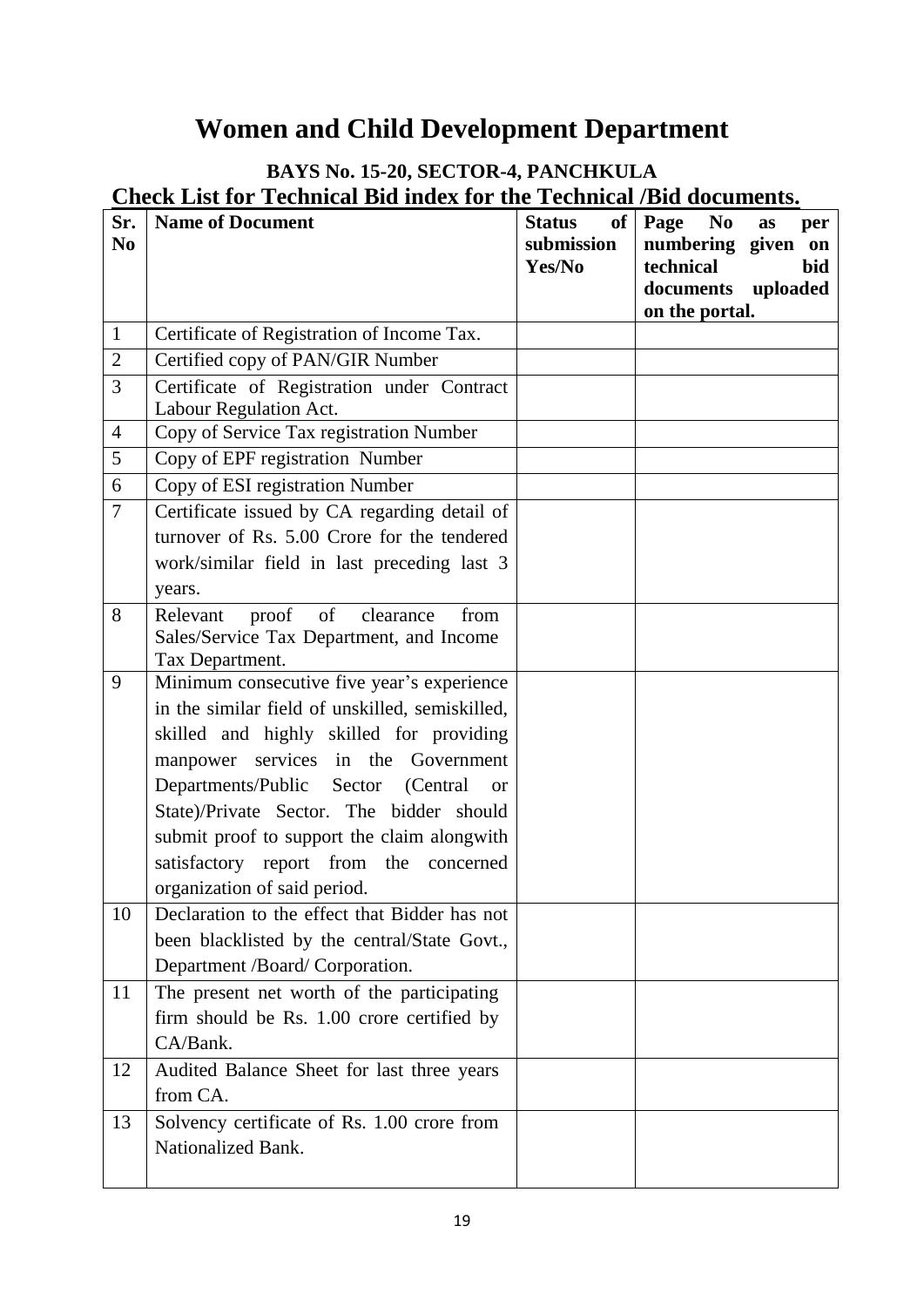# Women and Child Development Department

**BAYS No. 15-20, SECTOR-4, PANCHKULA**

**Check List for Technical Bid index for the Technical /Bid documents.**

| Sr. No | Name of Document | Status of submission Yes/No | Page No as per numbering given on technical bid documents uploaded on the portal. |
|---|---|---|---|
| 1 | Certificate of Registration of Income Tax. | | |
| 2 | Certified copy of PAN/GIR Number | | |
| 3 | Certificate of Registration under Contract Labour Regulation Act. | | |
| 4 | Copy of Service Tax registration Number | | |
| 5 | Copy of EPF registration Number | | |
| 6 | Copy of ESI registration Number | | |
| 7 | Certificate issued by CA regarding detail of turnover of Rs. 5.00 Crore for the tendered work/similar field in last preceding last 3 years. | | |
| 8 | Relevant proof of clearance from Sales/Service Tax Department, and Income Tax Department. | | |
| 9 | Minimum consecutive five year's experience in the similar field of unskilled, semiskilled, skilled and highly skilled for providing manpower services in the Government Departments/Public Sector (Central or State)/Private Sector. The bidder should submit proof to support the claim alongwith satisfactory report from the concerned organization of said period. | | |
| 10 | Declaration to the effect that Bidder has not been blacklisted by the central/State Govt., Department /Board/ Corporation. | | |
| 11 | The present net worth of the participating firm should be Rs. 1.00 crore certified by CA/Bank. | | |
| 12 | Audited Balance Sheet for last three years from CA. | | |
| 13 | Solvency certificate of Rs. 1.00 crore from Nationalized Bank. | | |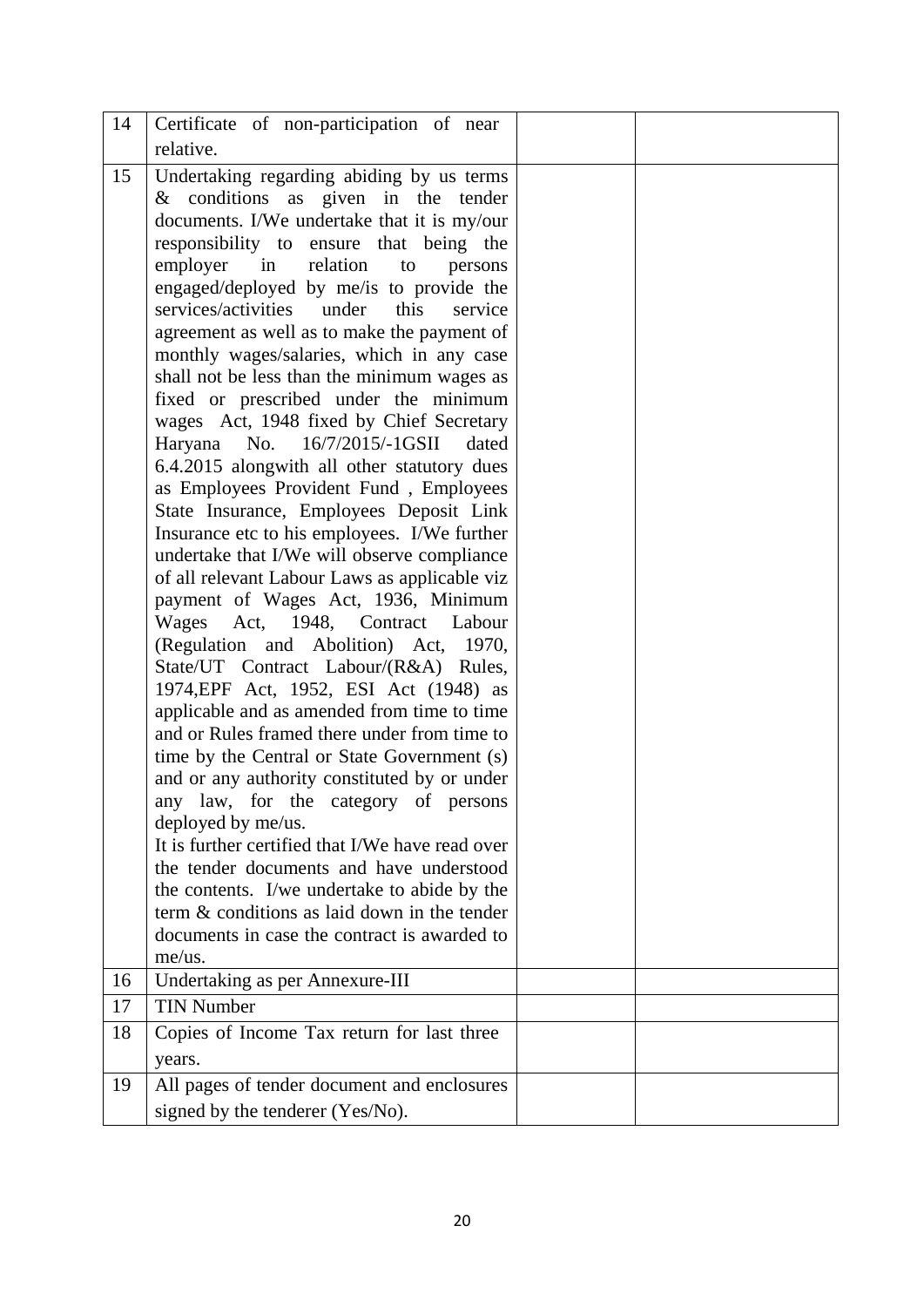| | | | |
|---|---|---|---|
| 14 | Certificate of non-participation of near relative. | | |
| 15 | Undertaking regarding abiding by us terms & conditions as given in the tender documents. I/We undertake that it is my/our responsibility to ensure that being the employer in relation to persons engaged/deployed by me/is to provide the services/activities under this service agreement as well as to make the payment of monthly wages/salaries, which in any case shall not be less than the minimum wages as fixed or prescribed under the minimum wages Act, 1948 fixed by Chief Secretary Haryana No. 16/7/2015/-1GSII dated 6.4.2015 alongwith all other statutory dues as Employees Provident Fund , Employees State Insurance, Employees Deposit Link Insurance etc to his employees. I/We further undertake that I/We will observe compliance of all relevant Labour Laws as applicable viz payment of Wages Act, 1936, Minimum Wages Act, 1948, Contract Labour (Regulation and Abolition) Act, 1970, State/UT Contract Labour/(R&A) Rules, 1974,EPF Act, 1952, ESI Act (1948) as applicable and as amended from time to time and or Rules framed there under from time to time by the Central or State Government (s) and or any authority constituted by or under any law, for the category of persons deployed by me/us.<br>It is further certified that I/We have read over the tender documents and have understood the contents. I/we undertake to abide by the term & conditions as laid down in the tender documents in case the contract is awarded to me/us. | | |
| 16 | Undertaking as per Annexure-III | | |
| 17 | TIN Number | | |
| 18 | Copies of Income Tax return for last three years. | | |
| 19 | All pages of tender document and enclosures signed by the tenderer (Yes/No). | | |